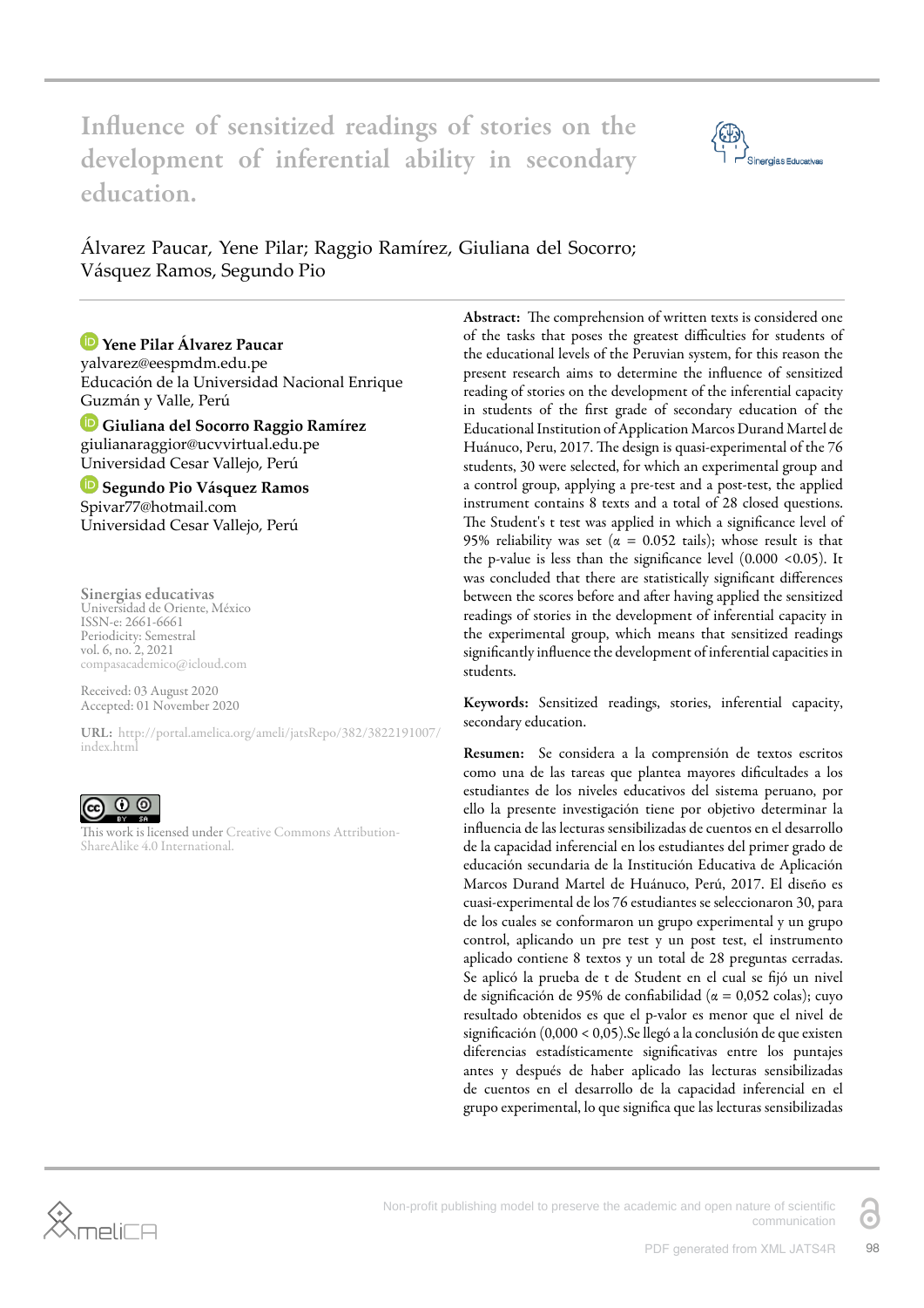# Influence of sensitized readings of stories on the development of inferential ability in secondary education.

Álvarez Paucar, Yene Pilar; Raggio Ramírez, Giuliana del Socorro; Vásquez Ramos, Segundo Pio

**Yene Pilar Álvarez Paucar**
yalvarez@eespmdm.edu.pe
Educación de la Universidad Nacional Enrique Guzmán y Valle, Perú

**Giuliana del Socorro Raggio Ramírez**
giulianaraggior@ucvvirtual.edu.pe
Universidad Cesar Vallejo, Perú

**Segundo Pio Vásquez Ramos**
Spivar77@hotmail.com
Universidad Cesar Vallejo, Perú

Sinergias educativas
Universidad de Oriente, México
ISSN-e: 2661-6661
Periodicity: Semestral
vol. 6, no. 2, 2021
compasacademico@icloud.com

Received: 03 August 2020
Accepted: 01 November 2020

URL: http://portal.amelica.org/ameli/jatsRepo/382/3822191007/index.html

This work is licensed under Creative Commons Attribution-ShareAlike 4.0 International.

**Abstract:** The comprehension of written texts is considered one of the tasks that poses the greatest difficulties for students of the educational levels of the Peruvian system, for this reason the present research aims to determine the influence of sensitized reading of stories on the development of the inferential capacity in students of the first grade of secondary education of the Educational Institution of Application Marcos Durand Martel de Huánuco, Peru, 2017. The design is quasi-experimental of the 76 students, 30 were selected, for which an experimental group and a control group, applying a pre-test and a post-test, the applied instrument contains 8 texts and a total of 28 closed questions. The Student's t test was applied in which a significance level of 95% reliability was set ($\alpha$ = 0.052 tails); whose result is that the p-value is less than the significance level (0.000 <0.05). It was concluded that there are statistically significant differences between the scores before and after having applied the sensitized readings of stories in the development of inferential capacity in the experimental group, which means that sensitized readings significantly influence the development of inferential capacities in students.

**Keywords:** Sensitized readings, stories, inferential capacity, secondary education.

**Resumen:** Se considera a la comprensión de textos escritos como una de las tareas que plantea mayores dificultades a los estudiantes de los niveles educativos del sistema peruano, por ello la presente investigación tiene por objetivo determinar la influencia de las lecturas sensibilizadas de cuentos en el desarrollo de la capacidad inferencial en los estudiantes del primer grado de educación secundaria de la Institución Educativa de Aplicación Marcos Durand Martel de Huánuco, Perú, 2017. El diseño es cuasi-experimental de los 76 estudiantes se seleccionaron 30, para de los cuales se conformaron un grupo experimental y un grupo control, aplicando un pre test y un post test, el instrumento aplicado contiene 8 textos y un total de 28 preguntas cerradas. Se aplicó la prueba de t de Student en el cual se fijó un nivel de significación de 95% de confiabilidad ($\alpha$ = 0,052 colas); cuyo resultado obtenidos es que el p-valor es menor que el nivel de significación (0,000 < 0,05).Se llegó a la conclusión de que existen diferencias estadísticamente significativas entre los puntajes antes y después de haber aplicado las lecturas sensibilizadas de cuentos en el desarrollo de la capacidad inferencial en el grupo experimental, lo que significa que las lecturas sensibilizadas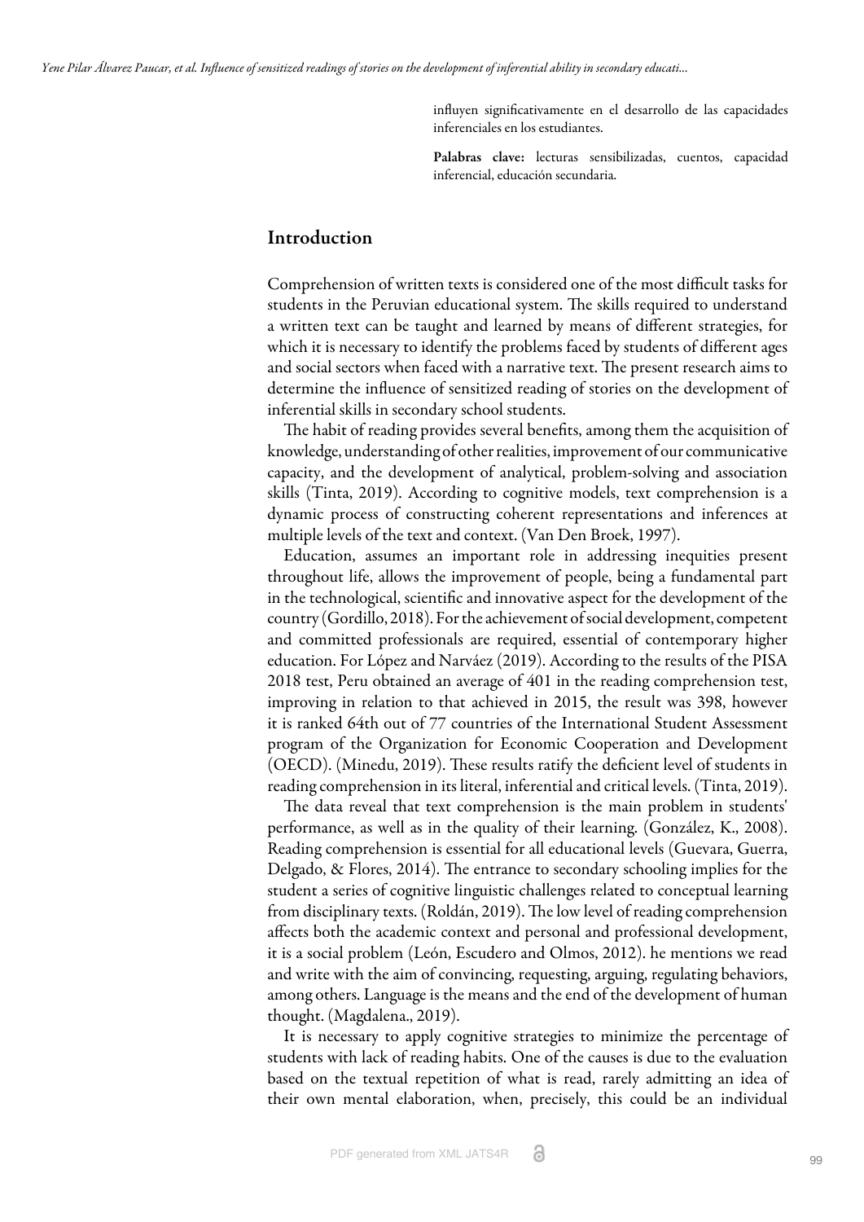influyen significativamente en el desarrollo de las capacidades inferenciales en los estudiantes.

**Palabras clave:** lecturas sensibilizadas, cuentos, capacidad inferencial, educación secundaria.

## Introduction

Comprehension of written texts is considered one of the most difficult tasks for students in the Peruvian educational system. The skills required to understand a written text can be taught and learned by means of different strategies, for which it is necessary to identify the problems faced by students of different ages and social sectors when faced with a narrative text. The present research aims to determine the influence of sensitized reading of stories on the development of inferential skills in secondary school students.

The habit of reading provides several benefits, among them the acquisition of knowledge, understanding of other realities, improvement of our communicative capacity, and the development of analytical, problem-solving and association skills (Tinta, 2019). According to cognitive models, text comprehension is a dynamic process of constructing coherent representations and inferences at multiple levels of the text and context. (Van Den Broek, 1997).

Education, assumes an important role in addressing inequities present throughout life, allows the improvement of people, being a fundamental part in the technological, scientific and innovative aspect for the development of the country (Gordillo, 2018). For the achievement of social development, competent and committed professionals are required, essential of contemporary higher education. For López and Narváez (2019). According to the results of the PISA 2018 test, Peru obtained an average of 401 in the reading comprehension test, improving in relation to that achieved in 2015, the result was 398, however it is ranked 64th out of 77 countries of the International Student Assessment program of the Organization for Economic Cooperation and Development (OECD). (Minedu, 2019). These results ratify the deficient level of students in reading comprehension in its literal, inferential and critical levels. (Tinta, 2019).

The data reveal that text comprehension is the main problem in students' performance, as well as in the quality of their learning. (González, K., 2008). Reading comprehension is essential for all educational levels (Guevara, Guerra, Delgado, & Flores, 2014). The entrance to secondary schooling implies for the student a series of cognitive linguistic challenges related to conceptual learning from disciplinary texts. (Roldán, 2019). The low level of reading comprehension affects both the academic context and personal and professional development, it is a social problem (León, Escudero and Olmos, 2012). he mentions we read and write with the aim of convincing, requesting, arguing, regulating behaviors, among others. Language is the means and the end of the development of human thought. (Magdalena., 2019).

It is necessary to apply cognitive strategies to minimize the percentage of students with lack of reading habits. One of the causes is due to the evaluation based on the textual repetition of what is read, rarely admitting an idea of their own mental elaboration, when, precisely, this could be an individual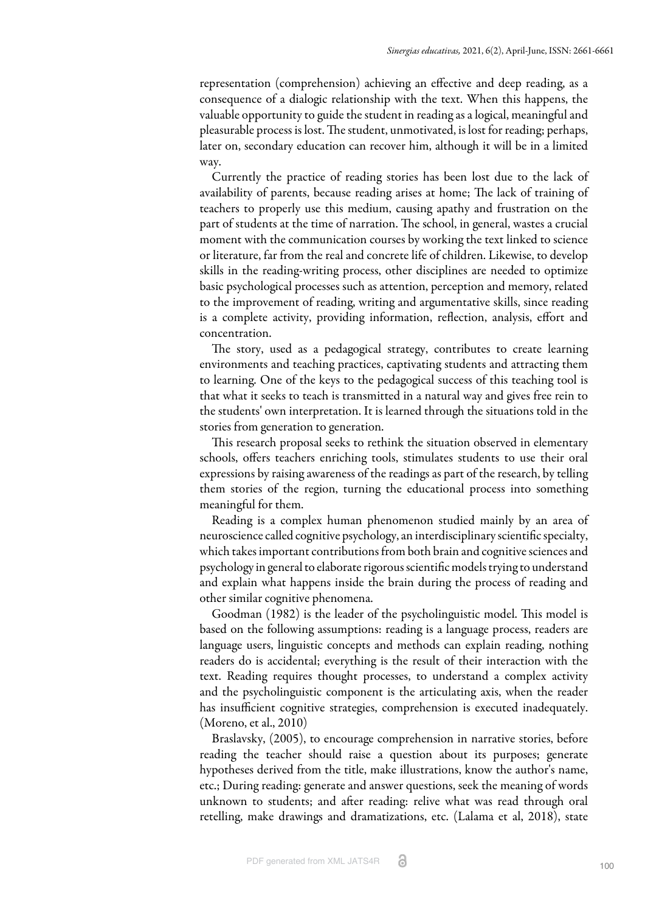representation (comprehension) achieving an effective and deep reading, as a consequence of a dialogic relationship with the text. When this happens, the valuable opportunity to guide the student in reading as a logical, meaningful and pleasurable process is lost. The student, unmotivated, is lost for reading; perhaps, later on, secondary education can recover him, although it will be in a limited way.

Currently the practice of reading stories has been lost due to the lack of availability of parents, because reading arises at home; The lack of training of teachers to properly use this medium, causing apathy and frustration on the part of students at the time of narration. The school, in general, wastes a crucial moment with the communication courses by working the text linked to science or literature, far from the real and concrete life of children. Likewise, to develop skills in the reading-writing process, other disciplines are needed to optimize basic psychological processes such as attention, perception and memory, related to the improvement of reading, writing and argumentative skills, since reading is a complete activity, providing information, reflection, analysis, effort and concentration.

The story, used as a pedagogical strategy, contributes to create learning environments and teaching practices, captivating students and attracting them to learning. One of the keys to the pedagogical success of this teaching tool is that what it seeks to teach is transmitted in a natural way and gives free rein to the students' own interpretation. It is learned through the situations told in the stories from generation to generation.

This research proposal seeks to rethink the situation observed in elementary schools, offers teachers enriching tools, stimulates students to use their oral expressions by raising awareness of the readings as part of the research, by telling them stories of the region, turning the educational process into something meaningful for them.

Reading is a complex human phenomenon studied mainly by an area of neuroscience called cognitive psychology, an interdisciplinary scientific specialty, which takes important contributions from both brain and cognitive sciences and psychology in general to elaborate rigorous scientific models trying to understand and explain what happens inside the brain during the process of reading and other similar cognitive phenomena.

Goodman (1982) is the leader of the psycholinguistic model. This model is based on the following assumptions: reading is a language process, readers are language users, linguistic concepts and methods can explain reading, nothing readers do is accidental; everything is the result of their interaction with the text. Reading requires thought processes, to understand a complex activity and the psycholinguistic component is the articulating axis, when the reader has insufficient cognitive strategies, comprehension is executed inadequately. (Moreno, et al., 2010)

Braslavsky, (2005), to encourage comprehension in narrative stories, before reading the teacher should raise a question about its purposes; generate hypotheses derived from the title, make illustrations, know the author's name, etc.; During reading: generate and answer questions, seek the meaning of words unknown to students; and after reading: relive what was read through oral retelling, make drawings and dramatizations, etc. (Lalama et al, 2018), state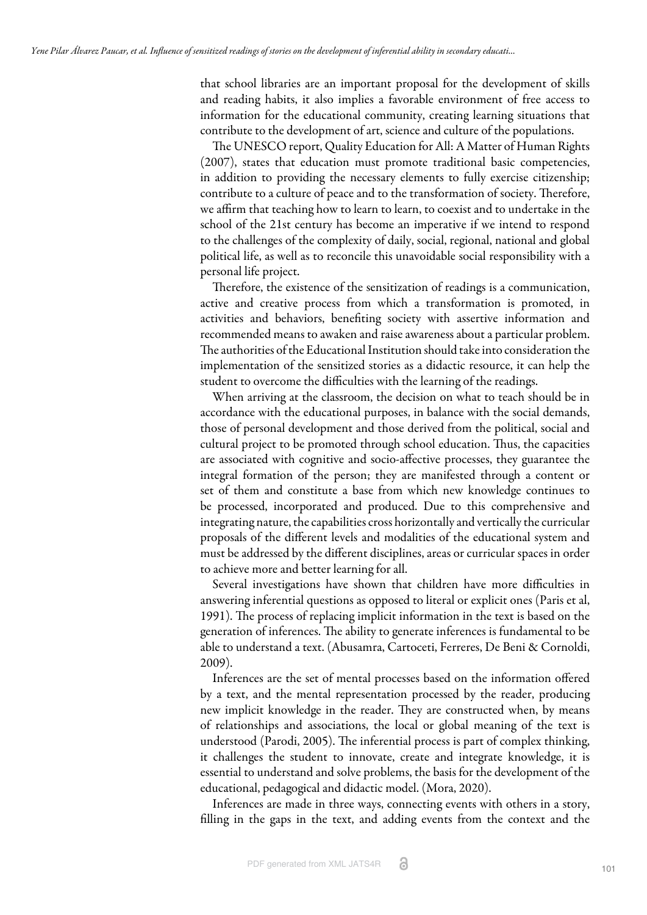that school libraries are an important proposal for the development of skills and reading habits, it also implies a favorable environment of free access to information for the educational community, creating learning situations that contribute to the development of art, science and culture of the populations.

The UNESCO report, Quality Education for All: A Matter of Human Rights (2007), states that education must promote traditional basic competencies, in addition to providing the necessary elements to fully exercise citizenship; contribute to a culture of peace and to the transformation of society. Therefore, we affirm that teaching how to learn to learn, to coexist and to undertake in the school of the 21st century has become an imperative if we intend to respond to the challenges of the complexity of daily, social, regional, national and global political life, as well as to reconcile this unavoidable social responsibility with a personal life project.

Therefore, the existence of the sensitization of readings is a communication, active and creative process from which a transformation is promoted, in activities and behaviors, benefiting society with assertive information and recommended means to awaken and raise awareness about a particular problem. The authorities of the Educational Institution should take into consideration the implementation of the sensitized stories as a didactic resource, it can help the student to overcome the difficulties with the learning of the readings.

When arriving at the classroom, the decision on what to teach should be in accordance with the educational purposes, in balance with the social demands, those of personal development and those derived from the political, social and cultural project to be promoted through school education. Thus, the capacities are associated with cognitive and socio-affective processes, they guarantee the integral formation of the person; they are manifested through a content or set of them and constitute a base from which new knowledge continues to be processed, incorporated and produced. Due to this comprehensive and integrating nature, the capabilities cross horizontally and vertically the curricular proposals of the different levels and modalities of the educational system and must be addressed by the different disciplines, areas or curricular spaces in order to achieve more and better learning for all.

Several investigations have shown that children have more difficulties in answering inferential questions as opposed to literal or explicit ones (Paris et al, 1991). The process of replacing implicit information in the text is based on the generation of inferences. The ability to generate inferences is fundamental to be able to understand a text. (Abusamra, Cartoceti, Ferreres, De Beni & Cornoldi, 2009).

Inferences are the set of mental processes based on the information offered by a text, and the mental representation processed by the reader, producing new implicit knowledge in the reader. They are constructed when, by means of relationships and associations, the local or global meaning of the text is understood (Parodi, 2005). The inferential process is part of complex thinking, it challenges the student to innovate, create and integrate knowledge, it is essential to understand and solve problems, the basis for the development of the educational, pedagogical and didactic model. (Mora, 2020).

Inferences are made in three ways, connecting events with others in a story, filling in the gaps in the text, and adding events from the context and the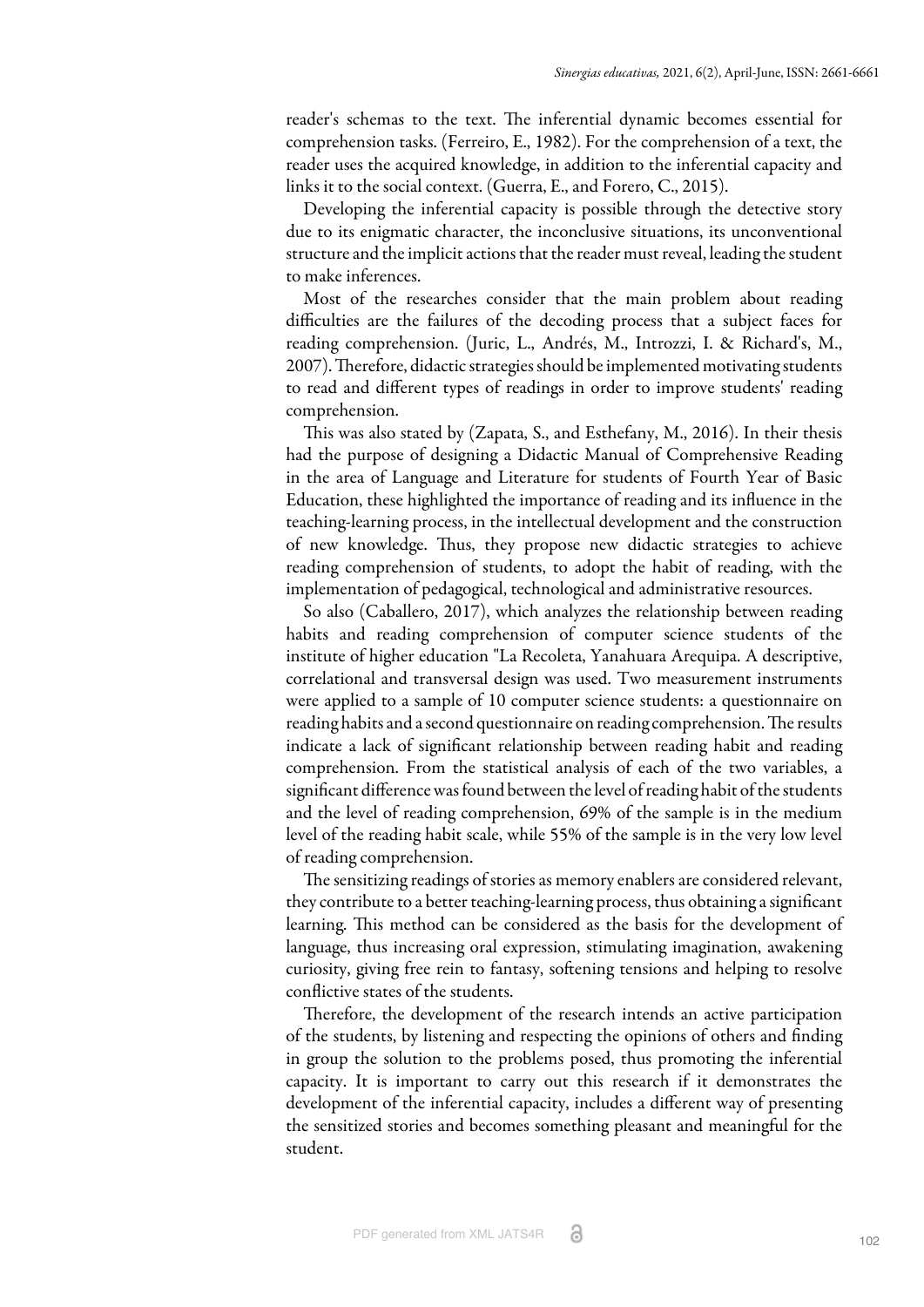reader's schemas to the text. The inferential dynamic becomes essential for comprehension tasks. (Ferreiro, E., 1982). For the comprehension of a text, the reader uses the acquired knowledge, in addition to the inferential capacity and links it to the social context. (Guerra, E., and Forero, C., 2015).

Developing the inferential capacity is possible through the detective story due to its enigmatic character, the inconclusive situations, its unconventional structure and the implicit actions that the reader must reveal, leading the student to make inferences.

Most of the researches consider that the main problem about reading difficulties are the failures of the decoding process that a subject faces for reading comprehension. (Juric, L., Andrés, M., Introzzi, I. & Richard's, M., 2007). Therefore, didactic strategies should be implemented motivating students to read and different types of readings in order to improve students' reading comprehension.

This was also stated by (Zapata, S., and Esthefany, M., 2016). In their thesis had the purpose of designing a Didactic Manual of Comprehensive Reading in the area of Language and Literature for students of Fourth Year of Basic Education, these highlighted the importance of reading and its influence in the teaching-learning process, in the intellectual development and the construction of new knowledge. Thus, they propose new didactic strategies to achieve reading comprehension of students, to adopt the habit of reading, with the implementation of pedagogical, technological and administrative resources.

So also (Caballero, 2017), which analyzes the relationship between reading habits and reading comprehension of computer science students of the institute of higher education "La Recoleta, Yanahuara Arequipa. A descriptive, correlational and transversal design was used. Two measurement instruments were applied to a sample of 10 computer science students: a questionnaire on reading habits and a second questionnaire on reading comprehension. The results indicate a lack of significant relationship between reading habit and reading comprehension. From the statistical analysis of each of the two variables, a significant difference was found between the level of reading habit of the students and the level of reading comprehension, 69% of the sample is in the medium level of the reading habit scale, while 55% of the sample is in the very low level of reading comprehension.

The sensitizing readings of stories as memory enablers are considered relevant, they contribute to a better teaching-learning process, thus obtaining a significant learning. This method can be considered as the basis for the development of language, thus increasing oral expression, stimulating imagination, awakening curiosity, giving free rein to fantasy, softening tensions and helping to resolve conflictive states of the students.

Therefore, the development of the research intends an active participation of the students, by listening and respecting the opinions of others and finding in group the solution to the problems posed, thus promoting the inferential capacity. It is important to carry out this research if it demonstrates the development of the inferential capacity, includes a different way of presenting the sensitized stories and becomes something pleasant and meaningful for the student.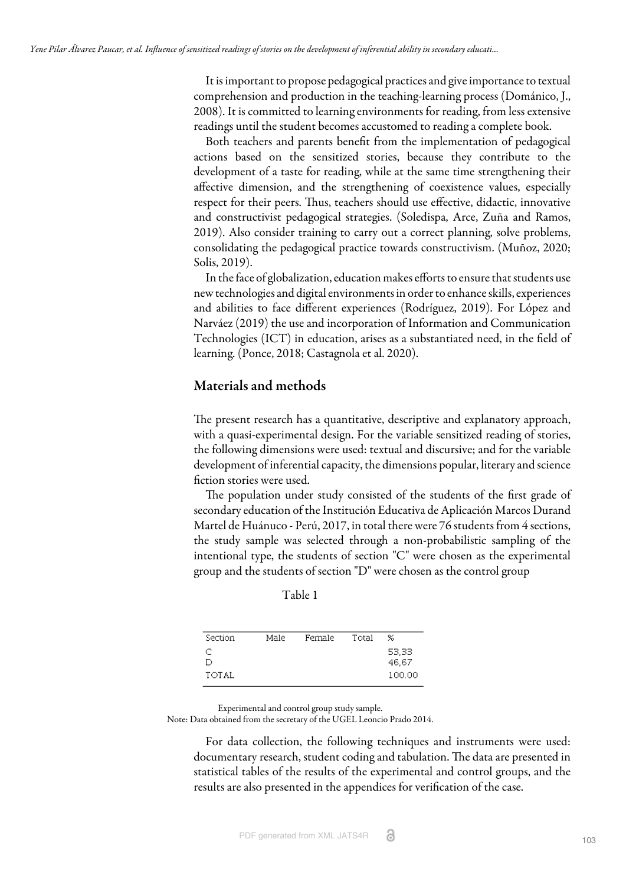It is important to propose pedagogical practices and give importance to textual comprehension and production in the teaching-learning process (Dománico, J., 2008). It is committed to learning environments for reading, from less extensive readings until the student becomes accustomed to reading a complete book.

Both teachers and parents benefit from the implementation of pedagogical actions based on the sensitized stories, because they contribute to the development of a taste for reading, while at the same time strengthening their affective dimension, and the strengthening of coexistence values, especially respect for their peers. Thus, teachers should use effective, didactic, innovative and constructivist pedagogical strategies. (Soledispa, Arce, Zuña and Ramos, 2019). Also consider training to carry out a correct planning, solve problems, consolidating the pedagogical practice towards constructivism. (Muñoz, 2020; Solis, 2019).

In the face of globalization, education makes efforts to ensure that students use new technologies and digital environments in order to enhance skills, experiences and abilities to face different experiences (Rodríguez, 2019). For López and Narváez (2019) the use and incorporation of Information and Communication Technologies (ICT) in education, arises as a substantiated need, in the field of learning. (Ponce, 2018; Castagnola et al. 2020).

## Materials and methods

The present research has a quantitative, descriptive and explanatory approach, with a quasi-experimental design. For the variable sensitized reading of stories, the following dimensions were used: textual and discursive; and for the variable development of inferential capacity, the dimensions popular, literary and science fiction stories were used.

The population under study consisted of the students of the first grade of secondary education of the Institución Educativa de Aplicación Marcos Durand Martel de Huánuco - Perú, 2017, in total there were 76 students from 4 sections, the study sample was selected through a non-probabilistic sampling of the intentional type, the students of section "C" were chosen as the experimental group and the students of section "D" were chosen as the control group

Table 1

| Section | Male | Female | Total | % |
|---|---|---|---|---|
| C | | | | 53,33 |
| D | | | | 46,67 |
| TOTAL | | | | 100.00 |

Experimental and control group study sample.
Note: Data obtained from the secretary of the UGEL Leoncio Prado 2014.

For data collection, the following techniques and instruments were used: documentary research, student coding and tabulation. The data are presented in statistical tables of the results of the experimental and control groups, and the results are also presented in the appendices for verification of the case.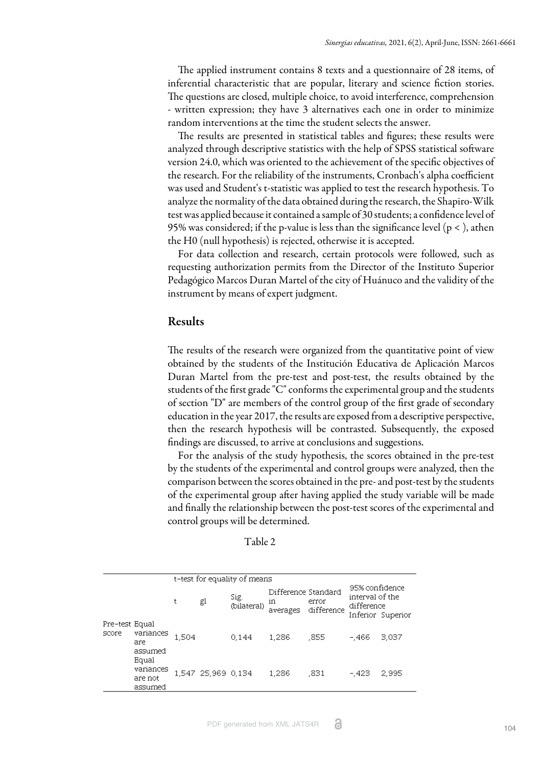The applied instrument contains 8 texts and a questionnaire of 28 items, of inferential characteristic that are popular, literary and science fiction stories. The questions are closed, multiple choice, to avoid interference, comprehension - written expression; they have 3 alternatives each one in order to minimize random interventions at the time the student selects the answer.

The results are presented in statistical tables and figures; these results were analyzed through descriptive statistics with the help of SPSS statistical software version 24.0, which was oriented to the achievement of the specific objectives of the research. For the reliability of the instruments, Cronbach's alpha coefficient was used and Student's t-statistic was applied to test the research hypothesis. To analyze the normality of the data obtained during the research, the Shapiro-Wilk test was applied because it contained a sample of 30 students; a confidence level of 95% was considered; if the p-value is less than the significance level ($p <$ ), athen the H0 (null hypothesis) is rejected, otherwise it is accepted.

For data collection and research, certain protocols were followed, such as requesting authorization permits from the Director of the Instituto Superior Pedagógico Marcos Duran Martel of the city of Huánuco and the validity of the instrument by means of expert judgment.

## Results

The results of the research were organized from the quantitative point of view obtained by the students of the Institución Educativa de Aplicación Marcos Duran Martel from the pre-test and post-test, the results obtained by the students of the first grade "C" conforms the experimental group and the students of section "D" are members of the control group of the first grade of secondary education in the year 2017, the results are exposed from a descriptive perspective, then the research hypothesis will be contrasted. Subsequently, the exposed findings are discussed, to arrive at conclusions and suggestions.

For the analysis of the study hypothesis, the scores obtained in the pre-test by the students of the experimental and control groups were analyzed, then the comparison between the scores obtained in the pre- and post-test by the students of the experimental group after having applied the study variable will be made and finally the relationship between the post-test scores of the experimental and control groups will be determined.

Table 2

| | | t-test for equality of means | | | | | | |
|---|---|---|---|---|---|---|---|---|
| | | t | gl | Sig. (bilateral) | Difference in averages | Standard error difference | 95% confidence interval of the difference Inferior | Superior |
| Pre-test score | Equal variances are assumed | 1,504 | | 0,144 | 1,286 | ,855 | -,466 | 3,037 |
| | Equal variances are not assumed | 1,547 | 25,969 | 0,134 | 1,286 | ,831 | -,423 | 2,995 |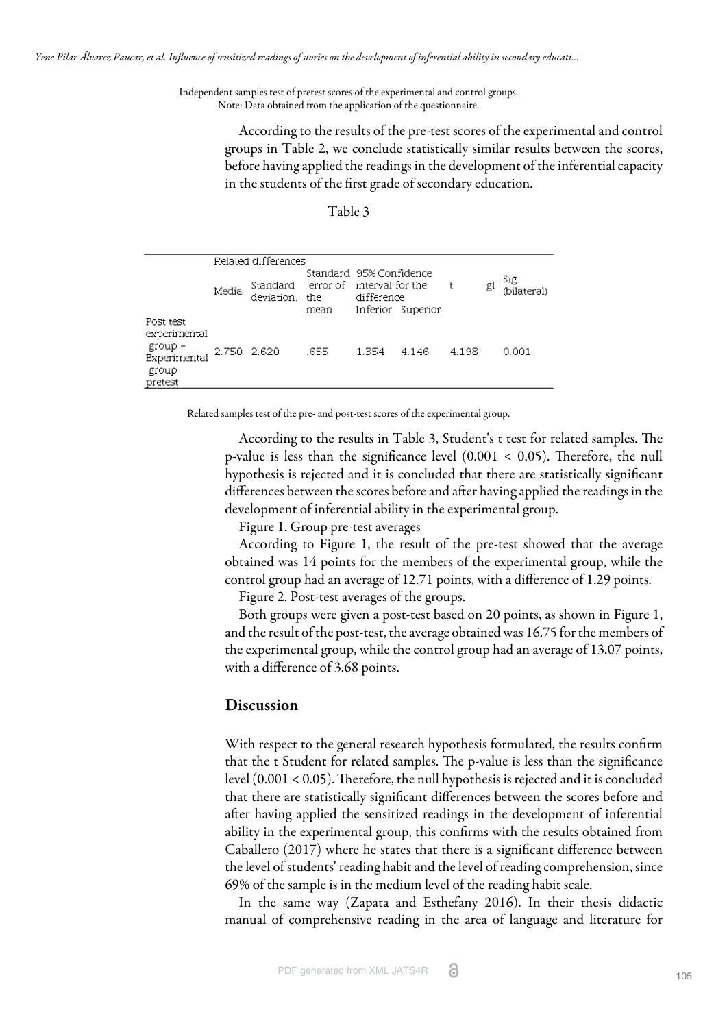Independent samples test of pretest scores of the experimental and control groups.
Note: Data obtained from the application of the questionnaire.

According to the results of the pre-test scores of the experimental and control groups in Table 2, we conclude statistically similar results between the scores, before having applied the readings in the development of the inferential capacity in the students of the first grade of secondary education.

Table 3

| | Related differences | | | | | t | gl | Sig. (bilateral) |
|---|---|---|---|---|---|---|---|---|
| | Media | Standard deviation. | Standard error of the mean | 95% Confidence interval for the difference | | | | |
| | | | | Inferior | Superior | | | |
| Post test experimental group – Experimental group pretest | 2.750 | 2.620 | .655 | 1.354 | 4.146 | 4.198 | | 0.001 |

Related samples test of the pre- and post-test scores of the experimental group.

According to the results in Table 3, Student's t test for related samples. The p-value is less than the significance level ($0.001 < 0.05$). Therefore, the null hypothesis is rejected and it is concluded that there are statistically significant differences between the scores before and after having applied the readings in the development of inferential ability in the experimental group.

Figure 1. Group pre-test averages

According to Figure 1, the result of the pre-test showed that the average obtained was 14 points for the members of the experimental group, while the control group had an average of 12.71 points, with a difference of 1.29 points.

Figure 2. Post-test averages of the groups.

Both groups were given a post-test based on 20 points, as shown in Figure 1, and the result of the post-test, the average obtained was 16.75 for the members of the experimental group, while the control group had an average of 13.07 points, with a difference of 3.68 points.

## Discussion

With respect to the general research hypothesis formulated, the results confirm that the t Student for related samples. The p-value is less than the significance level ($0.001 < 0.05$). Therefore, the null hypothesis is rejected and it is concluded that there are statistically significant differences between the scores before and after having applied the sensitized readings in the development of inferential ability in the experimental group, this confirms with the results obtained from Caballero (2017) where he states that there is a significant difference between the level of students' reading habit and the level of reading comprehension, since 69% of the sample is in the medium level of the reading habit scale.

In the same way (Zapata and Esthefany 2016). In their thesis didactic manual of comprehensive reading in the area of language and literature for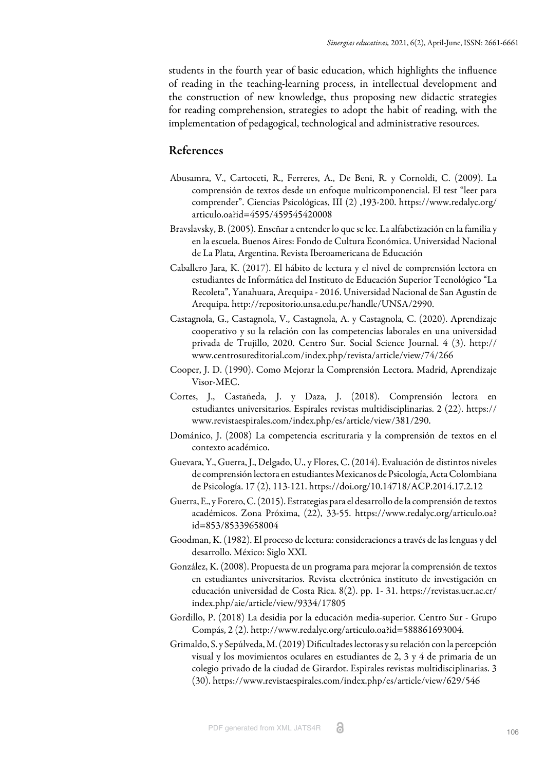students in the fourth year of basic education, which highlights the influence of reading in the teaching-learning process, in intellectual development and the construction of new knowledge, thus proposing new didactic strategies for reading comprehension, strategies to adopt the habit of reading, with the implementation of pedagogical, technological and administrative resources.

## References

Abusamra, V., Cartoceti, R., Ferreres, A., De Beni, R. y Cornoldi, C. (2009). La comprensión de textos desde un enfoque multicomponencial. El test "leer para comprender". Ciencias Psicológicas, III (2) ,193-200. https://www.redalyc.org/articulo.oa?id=4595/459545420008

Bravslavsky, B. (2005). Enseñar a entender lo que se lee. La alfabetización en la familia y en la escuela. Buenos Aires: Fondo de Cultura Económica. Universidad Nacional de La Plata, Argentina. Revista Iberoamericana de Educación

Caballero Jara, K. (2017). El hábito de lectura y el nivel de comprensión lectora en estudiantes de Informática del Instituto de Educación Superior Tecnológico "La Recoleta", Yanahuara, Arequipa - 2016. Universidad Nacional de San Agustín de Arequipa. http://repositorio.unsa.edu.pe/handle/UNSA/2990.

Castagnola, G., Castagnola, V., Castagnola, A. y Castagnola, C. (2020). Aprendizaje cooperativo y su la relación con las competencias laborales en una universidad privada de Trujillo, 2020. Centro Sur. Social Science Journal. 4 (3). http://www.centrosureditorial.com/index.php/revista/article/view/74/266

Cooper, J. D. (1990). Como Mejorar la Comprensión Lectora. Madrid, Aprendizaje Visor-MEC.

Cortes, J., Castañeda, J. y Daza, J. (2018). Comprensión lectora en estudiantes universitarios. Espirales revistas multidisciplinarias. 2 (22). https://www.revistaespirales.com/index.php/es/article/view/381/290.

Dománico, J. (2008) La competencia escrituraria y la comprensión de textos en el contexto académico.

Guevara, Y., Guerra, J., Delgado, U., y Flores, C. (2014). Evaluación de distintos niveles de comprensión lectora en estudiantes Mexicanos de Psicología, Acta Colombiana de Psicología. 17 (2), 113-121. https://doi.org/10.14718/ACP.2014.17.2.12

Guerra, E., y Forero, C. (2015). Estrategias para el desarrollo de la comprensión de textos académicos. Zona Próxima, (22), 33-55. https://www.redalyc.org/articulo.oa?id=853/85339658004

Goodman, K. (1982). El proceso de lectura: consideraciones a través de las lenguas y del desarrollo. México: Siglo XXI.

González, K. (2008). Propuesta de un programa para mejorar la comprensión de textos en estudiantes universitarios. Revista electrónica instituto de investigación en educación universidad de Costa Rica. 8(2). pp. 1- 31. https://revistas.ucr.ac.cr/index.php/aie/article/view/9334/17805

Gordillo, P. (2018) La desidia por la educación media-superior. Centro Sur - Grupo Compás, 2 (2). http://www.redalyc.org/articulo.oa?id=588861693004.

Grimaldo, S. y Sepúlveda, M. (2019) Dificultades lectoras y su relación con la percepción visual y los movimientos oculares en estudiantes de 2, 3 y 4 de primaria de un colegio privado de la ciudad de Girardot. Espirales revistas multidisciplinarias. 3 (30). https://www.revistaespirales.com/index.php/es/article/view/629/546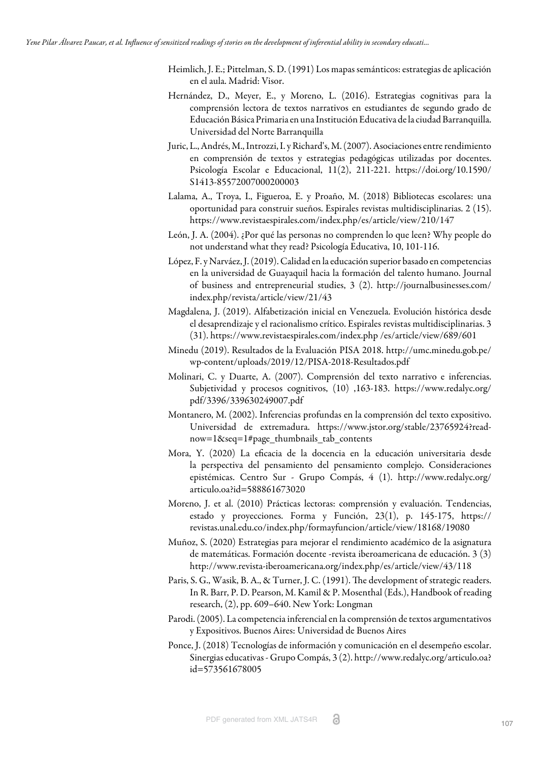Heimlich, J. E.; Pittelman, S. D. (1991) Los mapas semánticos: estrategias de aplicación en el aula. Madrid: Visor.

Hernández, D., Meyer, E., y Moreno, L. (2016). Estrategias cognitivas para la comprensión lectora de textos narrativos en estudiantes de segundo grado de Educación Básica Primaria en una Institución Educativa de la ciudad Barranquilla. Universidad del Norte Barranquilla

Juric, L., Andrés, M., Introzzi, I. y Richard's, M. (2007). Asociaciones entre rendimiento en comprensión de textos y estrategias pedagógicas utilizadas por docentes. Psicología Escolar e Educacional, 11(2), 211-221. https://doi.org/10.1590/S1413-85572007000200003

Lalama, A., Troya, I., Figueroa, E. y Proaño, M. (2018) Bibliotecas escolares: una oportunidad para construir sueños. Espirales revistas multidisciplinarias. 2 (15). https://www.revistaespirales.com/index.php/es/article/view/210/147

León, J. A. (2004). ¿Por qué las personas no comprenden lo que leen? Why people do not understand what they read? Psicología Educativa, 10, 101-116.

López, F. y Narváez, J. (2019). Calidad en la educación superior basado en competencias en la universidad de Guayaquil hacia la formación del talento humano. Journal of business and entrepreneurial studies, 3 (2). http://journalbusinesses.com/index.php/revista/article/view/21/43

Magdalena, J. (2019). Alfabetización inicial en Venezuela. Evolución histórica desde el desaprendizaje y el racionalismo crítico. Espirales revistas multidisciplinarias. 3 (31). https://www.revistaespirales.com/index.php /es/article/view/689/601

Minedu (2019). Resultados de la Evaluación PISA 2018. http://umc.minedu.gob.pe/wp-content/uploads/2019/12/PISA-2018-Resultados.pdf

Molinari, C. y Duarte, A. (2007). Comprensión del texto narrativo e inferencias. Subjetividad y procesos cognitivos, (10) ,163-183. https://www.redalyc.org/pdf/3396/339630249007.pdf

Montanero, M. (2002). Inferencias profundas en la comprensión del texto expositivo. Universidad de extremadura. https://www.jstor.org/stable/23765924?read-now=1&seq=1#page_thumbnails_tab_contents

Mora, Y. (2020) La eficacia de la docencia en la educación universitaria desde la perspectiva del pensamiento del pensamiento complejo. Consideraciones epistémicas. Centro Sur - Grupo Compás, 4 (1). http://www.redalyc.org/articulo.oa?id=588861673020

Moreno, J. et al. (2010) Prácticas lectoras: comprensión y evaluación. Tendencias, estado y proyecciones. Forma y Función, 23(1), p. 145-175, https://revistas.unal.edu.co/index.php/formayfuncion/article/view/18168/19080

Muñoz, S. (2020) Estrategias para mejorar el rendimiento académico de la asignatura de matemáticas. Formación docente -revista iberoamericana de educación. 3 (3) http://www.revista-iberoamericana.org/index.php/es/article/view/43/118

Paris, S. G., Wasik, B. A., & Turner, J. C. (1991). The development of strategic readers. In R. Barr, P. D. Pearson, M. Kamil & P. Mosenthal (Eds.), Handbook of reading research, (2), pp. 609–640. New York: Longman

Parodi. (2005). La competencia inferencial en la comprensión de textos argumentativos y Expositivos. Buenos Aires: Universidad de Buenos Aires

Ponce, J. (2018) Tecnologías de información y comunicación en el desempeño escolar. Sinergias educativas - Grupo Compás, 3 (2). http://www.redalyc.org/articulo.oa?id=573561678005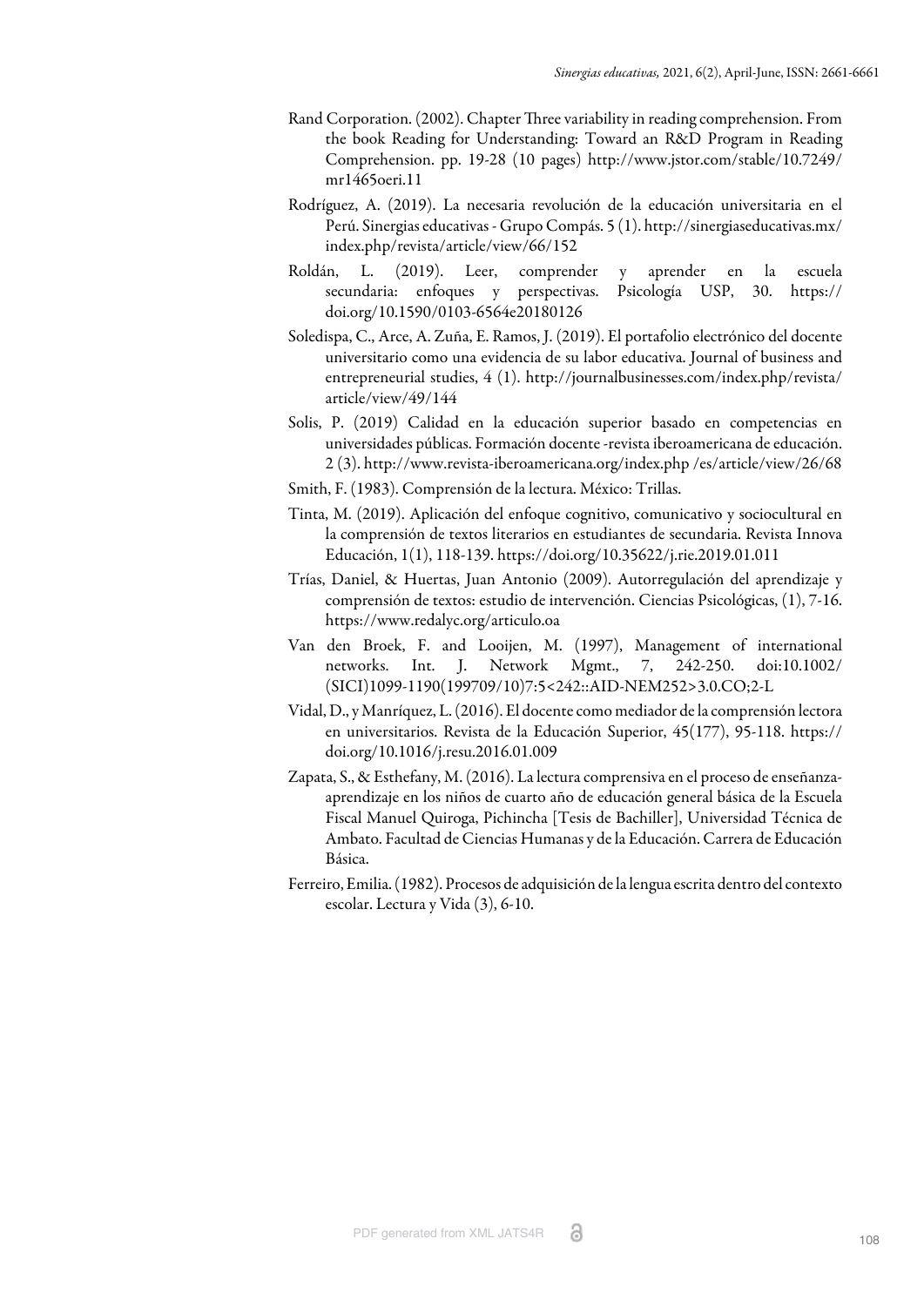Rand Corporation. (2002). Chapter Three variability in reading comprehension. From the book Reading for Understanding: Toward an R&D Program in Reading Comprehension. pp. 19-28 (10 pages) http://www.jstor.com/stable/10.7249/mr1465oeri.11

Rodríguez, A. (2019). La necesaria revolución de la educación universitaria en el Perú. Sinergias educativas - Grupo Compás. 5 (1). http://sinergiaseducativas.mx/index.php/revista/article/view/66/152

Roldán, L. (2019). Leer, comprender y aprender en la escuela secundaria: enfoques y perspectivas. Psicología USP, 30. https://doi.org/10.1590/0103-6564e20180126

Soledispa, C., Arce, A. Zuña, E. Ramos, J. (2019). El portafolio electrónico del docente universitario como una evidencia de su labor educativa. Journal of business and entrepreneurial studies, 4 (1). http://journalbusinesses.com/index.php/revista/article/view/49/144

Solis, P. (2019) Calidad en la educación superior basado en competencias en universidades públicas. Formación docente -revista iberoamericana de educación. 2 (3). http://www.revista-iberoamericana.org/index.php /es/article/view/26/68

Smith, F. (1983). Comprensión de la lectura. México: Trillas.

Tinta, M. (2019). Aplicación del enfoque cognitivo, comunicativo y sociocultural en la comprensión de textos literarios en estudiantes de secundaria. Revista Innova Educación, 1(1), 118-139. https://doi.org/10.35622/j.rie.2019.01.011

Trías, Daniel, & Huertas, Juan Antonio (2009). Autorregulación del aprendizaje y comprensión de textos: estudio de intervención. Ciencias Psicológicas, (1), 7-16. https://www.redalyc.org/articulo.oa

Van den Broek, F. and Looijen, M. (1997), Management of international networks. Int. J. Network Mgmt., 7, 242-250. doi:10.1002/(SICI)1099-1190(199709/10)7:5<242::AID-NEM252>3.0.CO;2-L

Vidal, D., y Manríquez, L. (2016). El docente como mediador de la comprensión lectora en universitarios. Revista de la Educación Superior, 45(177), 95-118. https://doi.org/10.1016/j.resu.2016.01.009

Zapata, S., & Esthefany, M. (2016). La lectura comprensiva en el proceso de enseñanza-aprendizaje en los niños de cuarto año de educación general básica de la Escuela Fiscal Manuel Quiroga, Pichincha [Tesis de Bachiller], Universidad Técnica de Ambato. Facultad de Ciencias Humanas y de la Educación. Carrera de Educación Básica.

Ferreiro, Emilia. (1982). Procesos de adquisición de la lengua escrita dentro del contexto escolar. Lectura y Vida (3), 6-10.